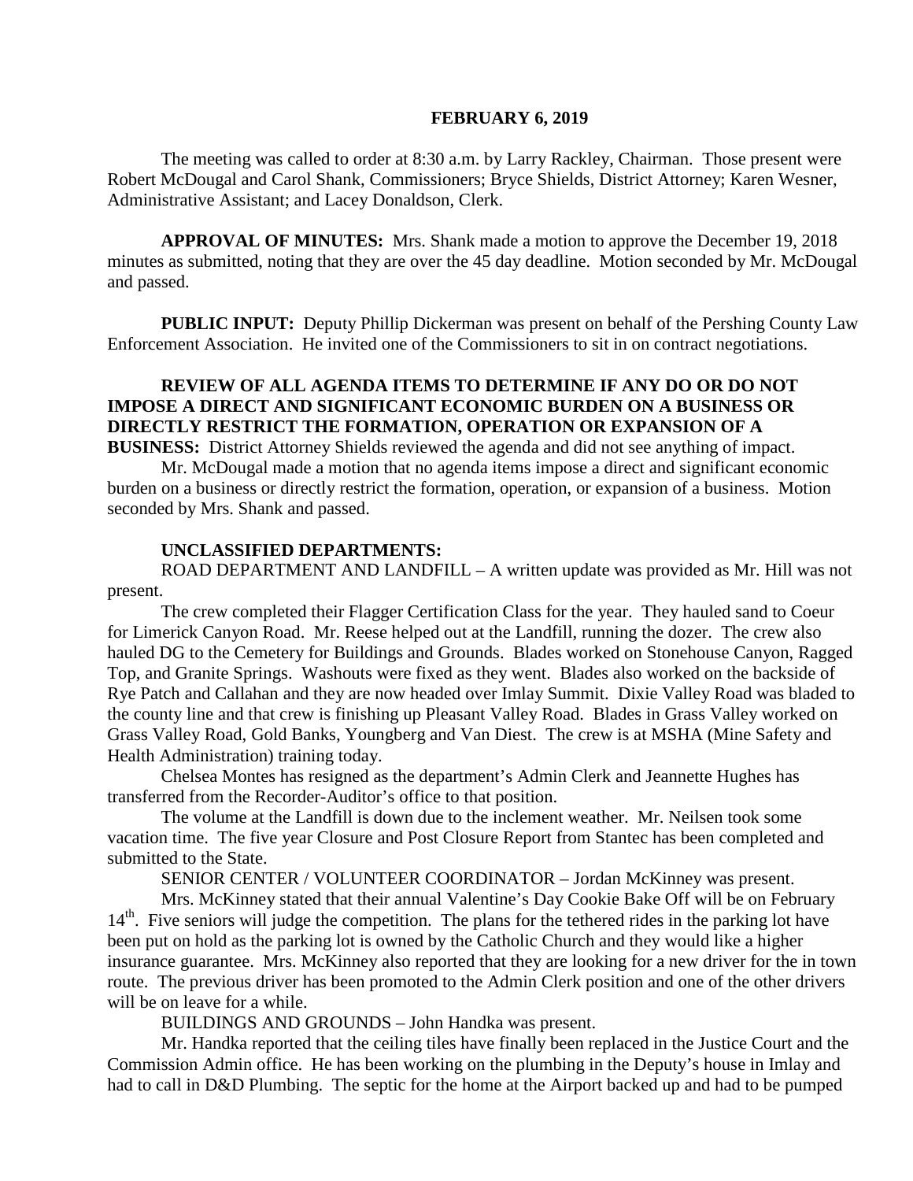**FEBRUARY 6, 2019**

The meeting was called to order at 8:30 a.m. by Larry Rackley, Chairman. Those present were Robert McDougal and Carol Shank, Commissioners; Bryce Shields, District Attorney; Karen Wesner, Administrative Assistant; and Lacey Donaldson, Clerk.

**APPROVAL OF MINUTES:** Mrs. Shank made a motion to approve the December 19, 2018 minutes as submitted, noting that they are over the 45 day deadline. Motion seconded by Mr. McDougal and passed.

**PUBLIC INPUT:** Deputy Phillip Dickerman was present on behalf of the Pershing County Law Enforcement Association. He invited one of the Commissioners to sit in on contract negotiations.

**REVIEW OF ALL AGENDA ITEMS TO DETERMINE IF ANY DO OR DO NOT IMPOSE A DIRECT AND SIGNIFICANT ECONOMIC BURDEN ON A BUSINESS OR DIRECTLY RESTRICT THE FORMATION, OPERATION OR EXPANSION OF A BUSINESS:** District Attorney Shields reviewed the agenda and did not see anything of impact.

Mr. McDougal made a motion that no agenda items impose a direct and significant economic burden on a business or directly restrict the formation, operation, or expansion of a business. Motion seconded by Mrs. Shank and passed.

**UNCLASSIFIED DEPARTMENTS:**

ROAD DEPARTMENT AND LANDFILL – A written update was provided as Mr. Hill was not present.

The crew completed their Flagger Certification Class for the year. They hauled sand to Coeur for Limerick Canyon Road. Mr. Reese helped out at the Landfill, running the dozer. The crew also hauled DG to the Cemetery for Buildings and Grounds. Blades worked on Stonehouse Canyon, Ragged Top, and Granite Springs. Washouts were fixed as they went. Blades also worked on the backside of Rye Patch and Callahan and they are now headed over Imlay Summit. Dixie Valley Road was bladed to the county line and that crew is finishing up Pleasant Valley Road. Blades in Grass Valley worked on Grass Valley Road, Gold Banks, Youngberg and Van Diest. The crew is at MSHA (Mine Safety and Health Administration) training today.

Chelsea Montes has resigned as the department's Admin Clerk and Jeannette Hughes has transferred from the Recorder-Auditor's office to that position.

The volume at the Landfill is down due to the inclement weather. Mr. Neilsen took some vacation time. The five year Closure and Post Closure Report from Stantec has been completed and submitted to the State.

SENIOR CENTER / VOLUNTEER COORDINATOR – Jordan McKinney was present.

Mrs. McKinney stated that their annual Valentine's Day Cookie Bake Off will be on February 14th. Five seniors will judge the competition. The plans for the tethered rides in the parking lot have been put on hold as the parking lot is owned by the Catholic Church and they would like a higher insurance guarantee. Mrs. McKinney also reported that they are looking for a new driver for the in town route. The previous driver has been promoted to the Admin Clerk position and one of the other drivers will be on leave for a while.

BUILDINGS AND GROUNDS – John Handka was present.

Mr. Handka reported that the ceiling tiles have finally been replaced in the Justice Court and the Commission Admin office. He has been working on the plumbing in the Deputy's house in Imlay and had to call in D&D Plumbing. The septic for the home at the Airport backed up and had to be pumped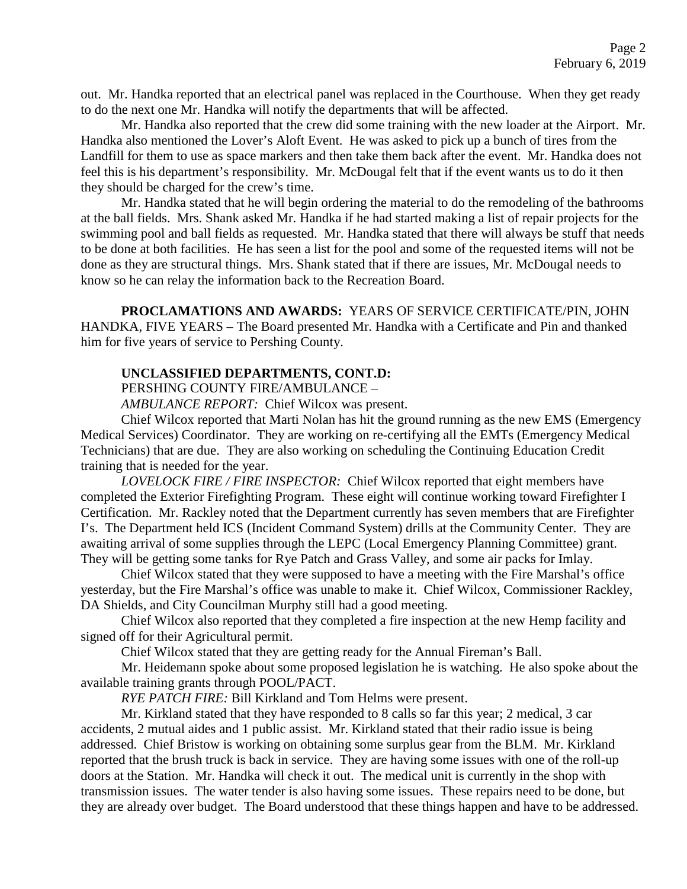out. Mr. Handka reported that an electrical panel was replaced in the Courthouse. When they get ready to do the next one Mr. Handka will notify the departments that will be affected.

Mr. Handka also reported that the crew did some training with the new loader at the Airport. Mr. Handka also mentioned the Lover's Aloft Event. He was asked to pick up a bunch of tires from the Landfill for them to use as space markers and then take them back after the event. Mr. Handka does not feel this is his department's responsibility. Mr. McDougal felt that if the event wants us to do it then they should be charged for the crew's time.

Mr. Handka stated that he will begin ordering the material to do the remodeling of the bathrooms at the ball fields. Mrs. Shank asked Mr. Handka if he had started making a list of repair projects for the swimming pool and ball fields as requested. Mr. Handka stated that there will always be stuff that needs to be done at both facilities. He has seen a list for the pool and some of the requested items will not be done as they are structural things. Mrs. Shank stated that if there are issues, Mr. McDougal needs to know so he can relay the information back to the Recreation Board.

**PROCLAMATIONS AND AWARDS:** YEARS OF SERVICE CERTIFICATE/PIN, JOHN HANDKA, FIVE YEARS – The Board presented Mr. Handka with a Certificate and Pin and thanked him for five years of service to Pershing County.

**UNCLASSIFIED DEPARTMENTS, CONT.D:**

PERSHING COUNTY FIRE/AMBULANCE –

*AMBULANCE REPORT:* Chief Wilcox was present.

Chief Wilcox reported that Marti Nolan has hit the ground running as the new EMS (Emergency Medical Services) Coordinator. They are working on re-certifying all the EMTs (Emergency Medical Technicians) that are due. They are also working on scheduling the Continuing Education Credit training that is needed for the year.

*LOVELOCK FIRE / FIRE INSPECTOR:* Chief Wilcox reported that eight members have completed the Exterior Firefighting Program. These eight will continue working toward Firefighter I Certification. Mr. Rackley noted that the Department currently has seven members that are Firefighter I's. The Department held ICS (Incident Command System) drills at the Community Center. They are awaiting arrival of some supplies through the LEPC (Local Emergency Planning Committee) grant. They will be getting some tanks for Rye Patch and Grass Valley, and some air packs for Imlay.

Chief Wilcox stated that they were supposed to have a meeting with the Fire Marshal's office yesterday, but the Fire Marshal's office was unable to make it. Chief Wilcox, Commissioner Rackley, DA Shields, and City Councilman Murphy still had a good meeting.

Chief Wilcox also reported that they completed a fire inspection at the new Hemp facility and signed off for their Agricultural permit.

Chief Wilcox stated that they are getting ready for the Annual Fireman's Ball.

Mr. Heidemann spoke about some proposed legislation he is watching. He also spoke about the available training grants through POOL/PACT.

*RYE PATCH FIRE:* Bill Kirkland and Tom Helms were present.

Mr. Kirkland stated that they have responded to 8 calls so far this year; 2 medical, 3 car accidents, 2 mutual aides and 1 public assist. Mr. Kirkland stated that their radio issue is being addressed. Chief Bristow is working on obtaining some surplus gear from the BLM. Mr. Kirkland reported that the brush truck is back in service. They are having some issues with one of the roll-up doors at the Station. Mr. Handka will check it out. The medical unit is currently in the shop with transmission issues. The water tender is also having some issues. These repairs need to be done, but they are already over budget. The Board understood that these things happen and have to be addressed.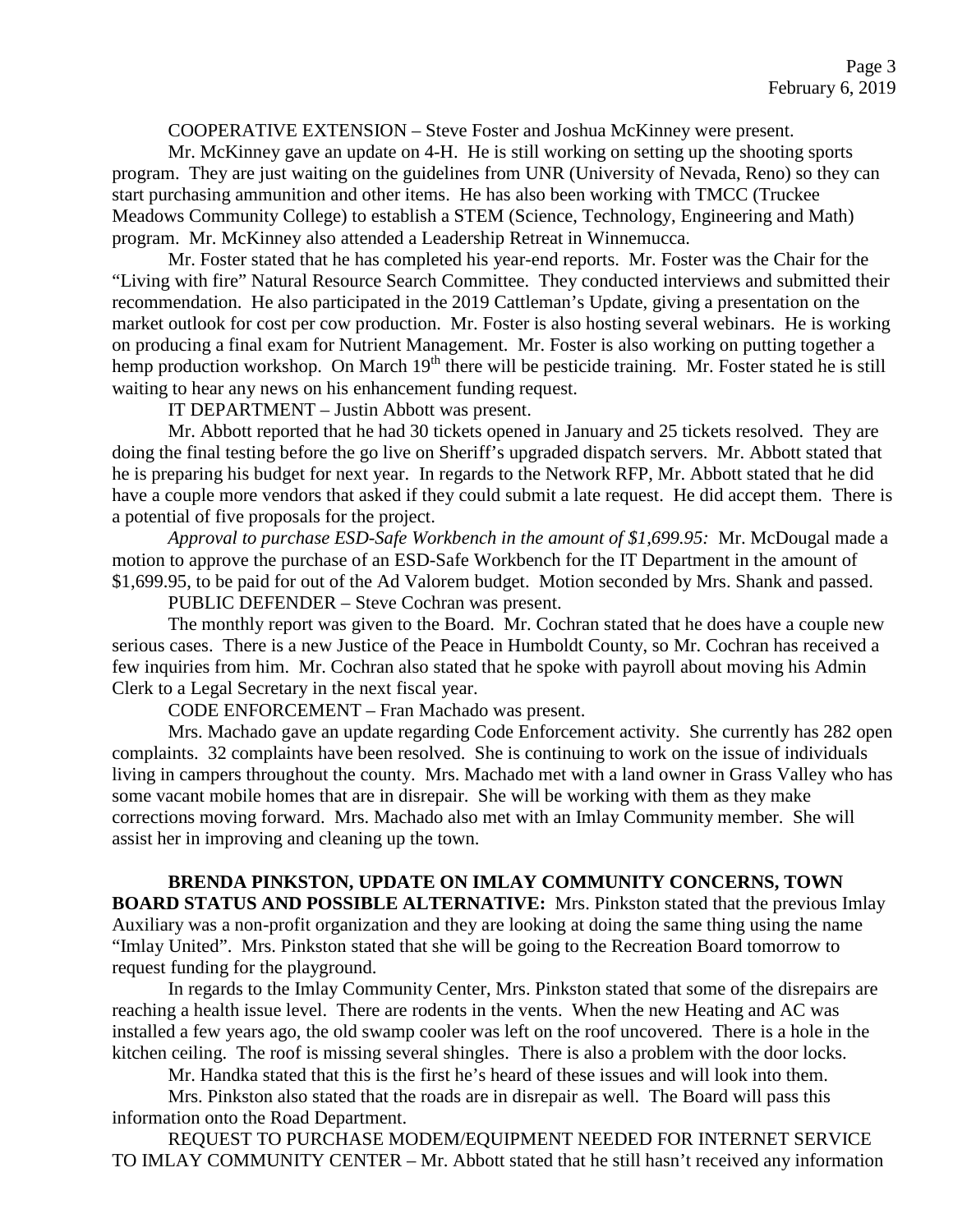COOPERATIVE EXTENSION – Steve Foster and Joshua McKinney were present.

Mr. McKinney gave an update on 4-H. He is still working on setting up the shooting sports program. They are just waiting on the guidelines from UNR (University of Nevada, Reno) so they can start purchasing ammunition and other items. He has also been working with TMCC (Truckee Meadows Community College) to establish a STEM (Science, Technology, Engineering and Math) program. Mr. McKinney also attended a Leadership Retreat in Winnemucca.

Mr. Foster stated that he has completed his year-end reports. Mr. Foster was the Chair for the "Living with fire" Natural Resource Search Committee. They conducted interviews and submitted their recommendation. He also participated in the 2019 Cattleman's Update, giving a presentation on the market outlook for cost per cow production. Mr. Foster is also hosting several webinars. He is working on producing a final exam for Nutrient Management. Mr. Foster is also working on putting together a hemp production workshop. On March 19th there will be pesticide training. Mr. Foster stated he is still waiting to hear any news on his enhancement funding request.

IT DEPARTMENT – Justin Abbott was present.

Mr. Abbott reported that he had 30 tickets opened in January and 25 tickets resolved. They are doing the final testing before the go live on Sheriff's upgraded dispatch servers. Mr. Abbott stated that he is preparing his budget for next year. In regards to the Network RFP, Mr. Abbott stated that he did have a couple more vendors that asked if they could submit a late request. He did accept them. There is a potential of five proposals for the project.

*Approval to purchase ESD-Safe Workbench in the amount of $1,699.95:* Mr. McDougal made a motion to approve the purchase of an ESD-Safe Workbench for the IT Department in the amount of $1,699.95, to be paid for out of the Ad Valorem budget. Motion seconded by Mrs. Shank and passed.

PUBLIC DEFENDER – Steve Cochran was present.

The monthly report was given to the Board. Mr. Cochran stated that he does have a couple new serious cases. There is a new Justice of the Peace in Humboldt County, so Mr. Cochran has received a few inquiries from him. Mr. Cochran also stated that he spoke with payroll about moving his Admin Clerk to a Legal Secretary in the next fiscal year.

CODE ENFORCEMENT – Fran Machado was present.

Mrs. Machado gave an update regarding Code Enforcement activity. She currently has 282 open complaints. 32 complaints have been resolved. She is continuing to work on the issue of individuals living in campers throughout the county. Mrs. Machado met with a land owner in Grass Valley who has some vacant mobile homes that are in disrepair. She will be working with them as they make corrections moving forward. Mrs. Machado also met with an Imlay Community member. She will assist her in improving and cleaning up the town.

**BRENDA PINKSTON, UPDATE ON IMLAY COMMUNITY CONCERNS, TOWN BOARD STATUS AND POSSIBLE ALTERNATIVE:** Mrs. Pinkston stated that the previous Imlay Auxiliary was a non-profit organization and they are looking at doing the same thing using the name "Imlay United". Mrs. Pinkston stated that she will be going to the Recreation Board tomorrow to request funding for the playground.

In regards to the Imlay Community Center, Mrs. Pinkston stated that some of the disrepairs are reaching a health issue level. There are rodents in the vents. When the new Heating and AC was installed a few years ago, the old swamp cooler was left on the roof uncovered. There is a hole in the kitchen ceiling. The roof is missing several shingles. There is also a problem with the door locks.

Mr. Handka stated that this is the first he's heard of these issues and will look into them.

Mrs. Pinkston also stated that the roads are in disrepair as well. The Board will pass this information onto the Road Department.

REQUEST TO PURCHASE MODEM/EQUIPMENT NEEDED FOR INTERNET SERVICE TO IMLAY COMMUNITY CENTER – Mr. Abbott stated that he still hasn't received any information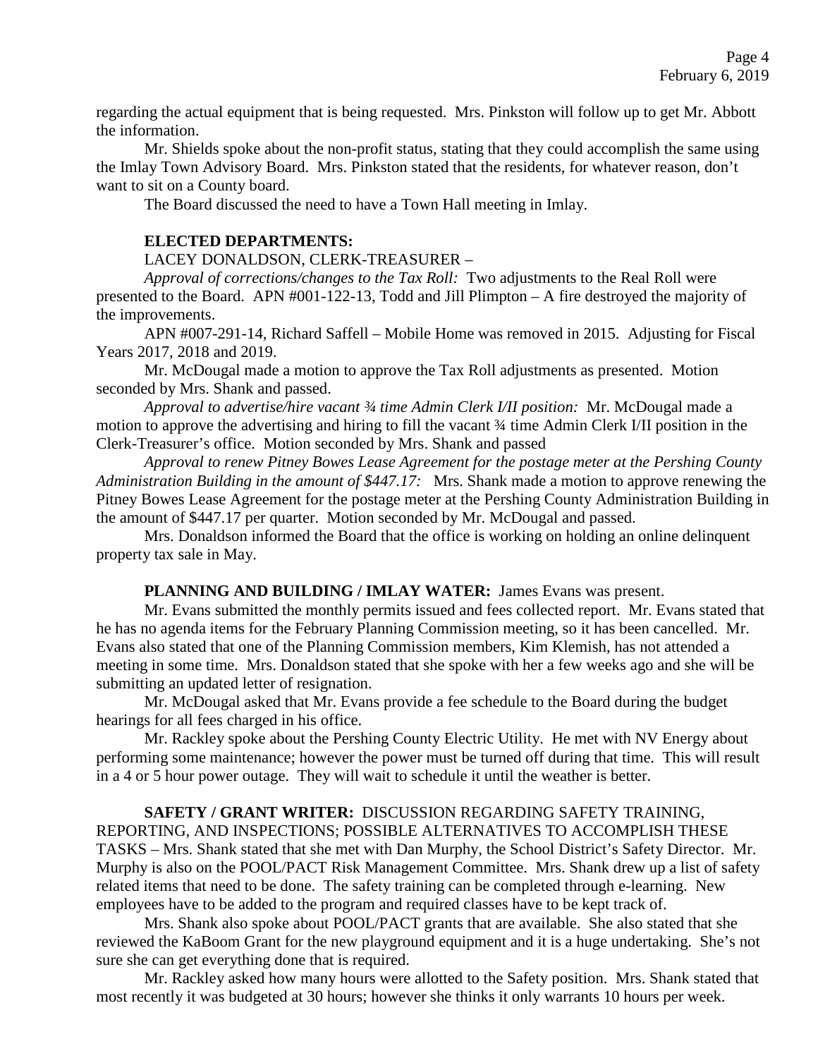regarding the actual equipment that is being requested. Mrs. Pinkston will follow up to get Mr. Abbott the information.

Mr. Shields spoke about the non-profit status, stating that they could accomplish the same using the Imlay Town Advisory Board. Mrs. Pinkston stated that the residents, for whatever reason, don't want to sit on a County board.

The Board discussed the need to have a Town Hall meeting in Imlay.

**ELECTED DEPARTMENTS:**

LACEY DONALDSON, CLERK-TREASURER –

*Approval of corrections/changes to the Tax Roll:* Two adjustments to the Real Roll were presented to the Board. APN #001-122-13, Todd and Jill Plimpton – A fire destroyed the majority of the improvements.

APN #007-291-14, Richard Saffell – Mobile Home was removed in 2015. Adjusting for Fiscal Years 2017, 2018 and 2019.

Mr. McDougal made a motion to approve the Tax Roll adjustments as presented. Motion seconded by Mrs. Shank and passed.

*Approval to advertise/hire vacant ¾ time Admin Clerk I/II position:* Mr. McDougal made a motion to approve the advertising and hiring to fill the vacant ¾ time Admin Clerk I/II position in the Clerk-Treasurer's office. Motion seconded by Mrs. Shank and passed

*Approval to renew Pitney Bowes Lease Agreement for the postage meter at the Pershing County Administration Building in the amount of $447.17:* Mrs. Shank made a motion to approve renewing the Pitney Bowes Lease Agreement for the postage meter at the Pershing County Administration Building in the amount of $447.17 per quarter. Motion seconded by Mr. McDougal and passed.

Mrs. Donaldson informed the Board that the office is working on holding an online delinquent property tax sale in May.

**PLANNING AND BUILDING / IMLAY WATER:** James Evans was present.

Mr. Evans submitted the monthly permits issued and fees collected report. Mr. Evans stated that he has no agenda items for the February Planning Commission meeting, so it has been cancelled. Mr. Evans also stated that one of the Planning Commission members, Kim Klemish, has not attended a meeting in some time. Mrs. Donaldson stated that she spoke with her a few weeks ago and she will be submitting an updated letter of resignation.

Mr. McDougal asked that Mr. Evans provide a fee schedule to the Board during the budget hearings for all fees charged in his office.

Mr. Rackley spoke about the Pershing County Electric Utility. He met with NV Energy about performing some maintenance; however the power must be turned off during that time. This will result in a 4 or 5 hour power outage. They will wait to schedule it until the weather is better.

**SAFETY / GRANT WRITER:** DISCUSSION REGARDING SAFETY TRAINING, REPORTING, AND INSPECTIONS; POSSIBLE ALTERNATIVES TO ACCOMPLISH THESE TASKS – Mrs. Shank stated that she met with Dan Murphy, the School District's Safety Director. Mr. Murphy is also on the POOL/PACT Risk Management Committee. Mrs. Shank drew up a list of safety related items that need to be done. The safety training can be completed through e-learning. New employees have to be added to the program and required classes have to be kept track of.

Mrs. Shank also spoke about POOL/PACT grants that are available. She also stated that she reviewed the KaBoom Grant for the new playground equipment and it is a huge undertaking. She's not sure she can get everything done that is required.

Mr. Rackley asked how many hours were allotted to the Safety position. Mrs. Shank stated that most recently it was budgeted at 30 hours; however she thinks it only warrants 10 hours per week.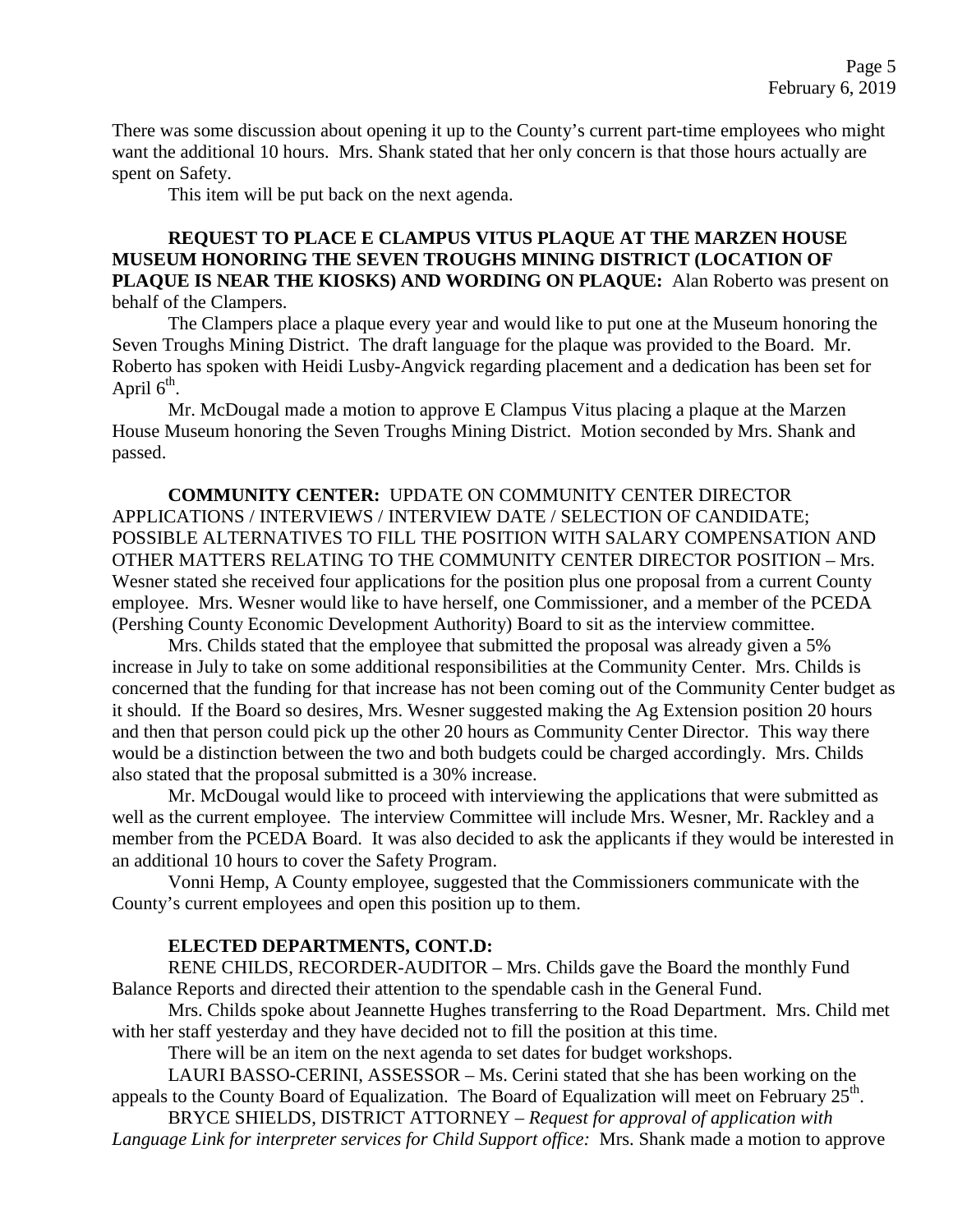There was some discussion about opening it up to the County's current part-time employees who might want the additional 10 hours. Mrs. Shank stated that her only concern is that those hours actually are spent on Safety.

This item will be put back on the next agenda.

**REQUEST TO PLACE E CLAMPUS VITUS PLAQUE AT THE MARZEN HOUSE MUSEUM HONORING THE SEVEN TROUGHS MINING DISTRICT (LOCATION OF PLAQUE IS NEAR THE KIOSKS) AND WORDING ON PLAQUE:** Alan Roberto was present on behalf of the Clampers.

The Clampers place a plaque every year and would like to put one at the Museum honoring the Seven Troughs Mining District. The draft language for the plaque was provided to the Board. Mr. Roberto has spoken with Heidi Lusby-Angvick regarding placement and a dedication has been set for April 6th.

Mr. McDougal made a motion to approve E Clampus Vitus placing a plaque at the Marzen House Museum honoring the Seven Troughs Mining District. Motion seconded by Mrs. Shank and passed.

**COMMUNITY CENTER:** UPDATE ON COMMUNITY CENTER DIRECTOR APPLICATIONS / INTERVIEWS / INTERVIEW DATE / SELECTION OF CANDIDATE; POSSIBLE ALTERNATIVES TO FILL THE POSITION WITH SALARY COMPENSATION AND OTHER MATTERS RELATING TO THE COMMUNITY CENTER DIRECTOR POSITION – Mrs. Wesner stated she received four applications for the position plus one proposal from a current County employee. Mrs. Wesner would like to have herself, one Commissioner, and a member of the PCEDA (Pershing County Economic Development Authority) Board to sit as the interview committee.

Mrs. Childs stated that the employee that submitted the proposal was already given a 5% increase in July to take on some additional responsibilities at the Community Center. Mrs. Childs is concerned that the funding for that increase has not been coming out of the Community Center budget as it should. If the Board so desires, Mrs. Wesner suggested making the Ag Extension position 20 hours and then that person could pick up the other 20 hours as Community Center Director. This way there would be a distinction between the two and both budgets could be charged accordingly. Mrs. Childs also stated that the proposal submitted is a 30% increase.

Mr. McDougal would like to proceed with interviewing the applications that were submitted as well as the current employee. The interview Committee will include Mrs. Wesner, Mr. Rackley and a member from the PCEDA Board. It was also decided to ask the applicants if they would be interested in an additional 10 hours to cover the Safety Program.

Vonni Hemp, A County employee, suggested that the Commissioners communicate with the County's current employees and open this position up to them.

**ELECTED DEPARTMENTS, CONT.D:**

RENE CHILDS, RECORDER-AUDITOR – Mrs. Childs gave the Board the monthly Fund Balance Reports and directed their attention to the spendable cash in the General Fund.

Mrs. Childs spoke about Jeannette Hughes transferring to the Road Department. Mrs. Child met with her staff yesterday and they have decided not to fill the position at this time.

There will be an item on the next agenda to set dates for budget workshops.

LAURI BASSO-CERINI, ASSESSOR – Ms. Cerini stated that she has been working on the appeals to the County Board of Equalization. The Board of Equalization will meet on February 25th.

BRYCE SHIELDS, DISTRICT ATTORNEY – *Request for approval of application with Language Link for interpreter services for Child Support office:* Mrs. Shank made a motion to approve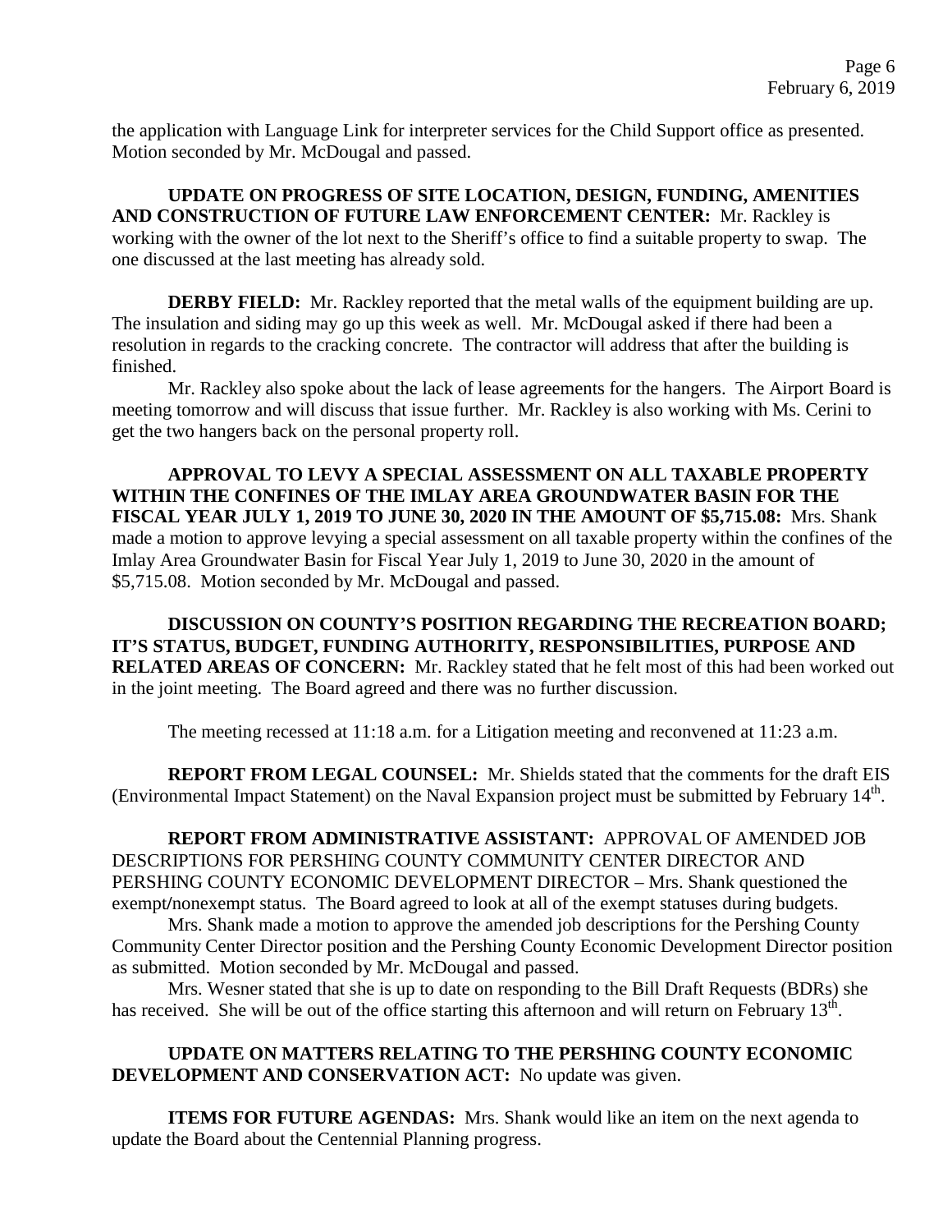the application with Language Link for interpreter services for the Child Support office as presented. Motion seconded by Mr. McDougal and passed.

**UPDATE ON PROGRESS OF SITE LOCATION, DESIGN, FUNDING, AMENITIES AND CONSTRUCTION OF FUTURE LAW ENFORCEMENT CENTER:** Mr. Rackley is working with the owner of the lot next to the Sheriff's office to find a suitable property to swap. The one discussed at the last meeting has already sold.

**DERBY FIELD:** Mr. Rackley reported that the metal walls of the equipment building are up. The insulation and siding may go up this week as well. Mr. McDougal asked if there had been a resolution in regards to the cracking concrete. The contractor will address that after the building is finished.

Mr. Rackley also spoke about the lack of lease agreements for the hangers. The Airport Board is meeting tomorrow and will discuss that issue further. Mr. Rackley is also working with Ms. Cerini to get the two hangers back on the personal property roll.

**APPROVAL TO LEVY A SPECIAL ASSESSMENT ON ALL TAXABLE PROPERTY WITHIN THE CONFINES OF THE IMLAY AREA GROUNDWATER BASIN FOR THE FISCAL YEAR JULY 1, 2019 TO JUNE 30, 2020 IN THE AMOUNT OF $5,715.08:** Mrs. Shank made a motion to approve levying a special assessment on all taxable property within the confines of the Imlay Area Groundwater Basin for Fiscal Year July 1, 2019 to June 30, 2020 in the amount of $5,715.08. Motion seconded by Mr. McDougal and passed.

**DISCUSSION ON COUNTY'S POSITION REGARDING THE RECREATION BOARD; IT'S STATUS, BUDGET, FUNDING AUTHORITY, RESPONSIBILITIES, PURPOSE AND RELATED AREAS OF CONCERN:** Mr. Rackley stated that he felt most of this had been worked out in the joint meeting. The Board agreed and there was no further discussion.

The meeting recessed at 11:18 a.m. for a Litigation meeting and reconvened at 11:23 a.m.

**REPORT FROM LEGAL COUNSEL:** Mr. Shields stated that the comments for the draft EIS (Environmental Impact Statement) on the Naval Expansion project must be submitted by February 14th.

**REPORT FROM ADMINISTRATIVE ASSISTANT:** APPROVAL OF AMENDED JOB DESCRIPTIONS FOR PERSHING COUNTY COMMUNITY CENTER DIRECTOR AND PERSHING COUNTY ECONOMIC DEVELOPMENT DIRECTOR – Mrs. Shank questioned the exempt/nonexempt status. The Board agreed to look at all of the exempt statuses during budgets.

Mrs. Shank made a motion to approve the amended job descriptions for the Pershing County Community Center Director position and the Pershing County Economic Development Director position as submitted. Motion seconded by Mr. McDougal and passed.

Mrs. Wesner stated that she is up to date on responding to the Bill Draft Requests (BDRs) she has received. She will be out of the office starting this afternoon and will return on February 13th.

**UPDATE ON MATTERS RELATING TO THE PERSHING COUNTY ECONOMIC DEVELOPMENT AND CONSERVATION ACT:** No update was given.

**ITEMS FOR FUTURE AGENDAS:** Mrs. Shank would like an item on the next agenda to update the Board about the Centennial Planning progress.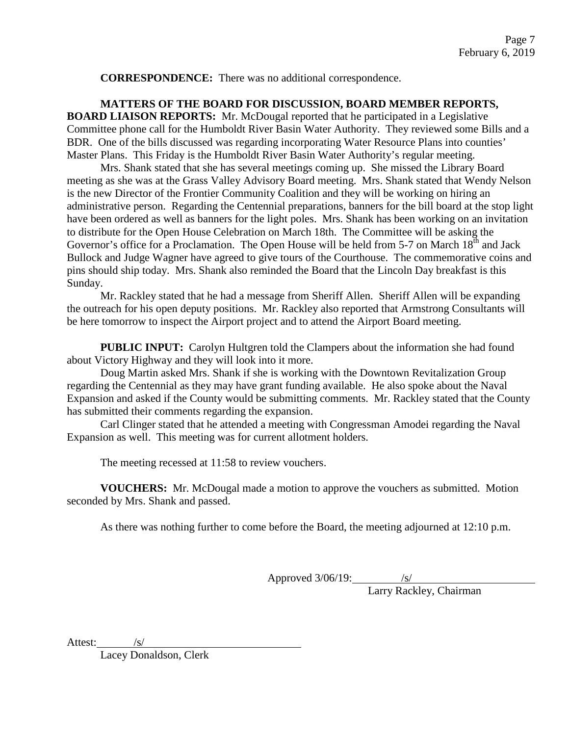**CORRESPONDENCE:** There was no additional correspondence.

**MATTERS OF THE BOARD FOR DISCUSSION, BOARD MEMBER REPORTS, BOARD LIAISON REPORTS:** Mr. McDougal reported that he participated in a Legislative Committee phone call for the Humboldt River Basin Water Authority. They reviewed some Bills and a BDR. One of the bills discussed was regarding incorporating Water Resource Plans into counties' Master Plans. This Friday is the Humboldt River Basin Water Authority's regular meeting.

Mrs. Shank stated that she has several meetings coming up. She missed the Library Board meeting as she was at the Grass Valley Advisory Board meeting. Mrs. Shank stated that Wendy Nelson is the new Director of the Frontier Community Coalition and they will be working on hiring an administrative person. Regarding the Centennial preparations, banners for the bill board at the stop light have been ordered as well as banners for the light poles. Mrs. Shank has been working on an invitation to distribute for the Open House Celebration on March 18th. The Committee will be asking the Governor's office for a Proclamation. The Open House will be held from 5-7 on March 18th and Jack Bullock and Judge Wagner have agreed to give tours of the Courthouse. The commemorative coins and pins should ship today. Mrs. Shank also reminded the Board that the Lincoln Day breakfast is this Sunday.

Mr. Rackley stated that he had a message from Sheriff Allen. Sheriff Allen will be expanding the outreach for his open deputy positions. Mr. Rackley also reported that Armstrong Consultants will be here tomorrow to inspect the Airport project and to attend the Airport Board meeting.

**PUBLIC INPUT:** Carolyn Hultgren told the Clampers about the information she had found about Victory Highway and they will look into it more.

Doug Martin asked Mrs. Shank if she is working with the Downtown Revitalization Group regarding the Centennial as they may have grant funding available. He also spoke about the Naval Expansion and asked if the County would be submitting comments. Mr. Rackley stated that the County has submitted their comments regarding the expansion.

Carl Clinger stated that he attended a meeting with Congressman Amodei regarding the Naval Expansion as well. This meeting was for current allotment holders.

The meeting recessed at 11:58 to review vouchers.

**VOUCHERS:** Mr. McDougal made a motion to approve the vouchers as submitted. Motion seconded by Mrs. Shank and passed.

As there was nothing further to come before the Board, the meeting adjourned at 12:10 p.m.

Approved 3/06/19: /s/
Larry Rackley, Chairman

Attest: /s/
Lacey Donaldson, Clerk